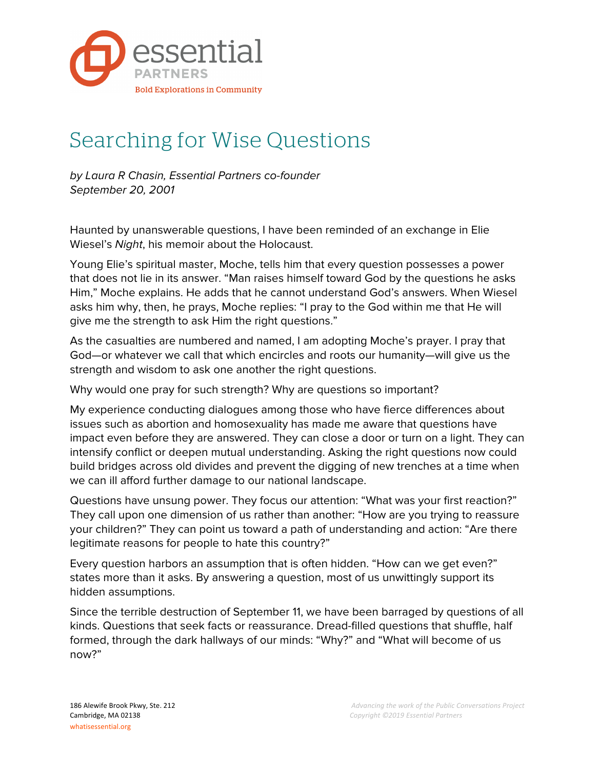# Searching for Wise Questions

*by Laura R Chasin, Essential Partners co-founder*
*September 20, 2001*

Haunted by unanswerable questions, I have been reminded of an exchange in Elie Wiesel's *Night*, his memoir about the Holocaust.

Young Elie's spiritual master, Moche, tells him that every question possesses a power that does not lie in its answer. "Man raises himself toward God by the questions he asks Him," Moche explains. He adds that he cannot understand God's answers. When Wiesel asks him why, then, he prays, Moche replies: "I pray to the God within me that He will give me the strength to ask Him the right questions."

As the casualties are numbered and named, I am adopting Moche's prayer. I pray that God—or whatever we call that which encircles and roots our humanity—will give us the strength and wisdom to ask one another the right questions.

Why would one pray for such strength? Why are questions so important?

My experience conducting dialogues among those who have fierce differences about issues such as abortion and homosexuality has made me aware that questions have impact even before they are answered. They can close a door or turn on a light. They can intensify conflict or deepen mutual understanding. Asking the right questions now could build bridges across old divides and prevent the digging of new trenches at a time when we can ill afford further damage to our national landscape.

Questions have unsung power. They focus our attention: "What was your first reaction?" They call upon one dimension of us rather than another: "How are you trying to reassure your children?" They can point us toward a path of understanding and action: "Are there legitimate reasons for people to hate this country?"

Every question harbors an assumption that is often hidden. "How can we get even?" states more than it asks. By answering a question, most of us unwittingly support its hidden assumptions.

Since the terrible destruction of September 11, we have been barraged by questions of all kinds. Questions that seek facts or reassurance. Dread-filled questions that shuffle, half formed, through the dark hallways of our minds: "Why?" and "What will become of us now?"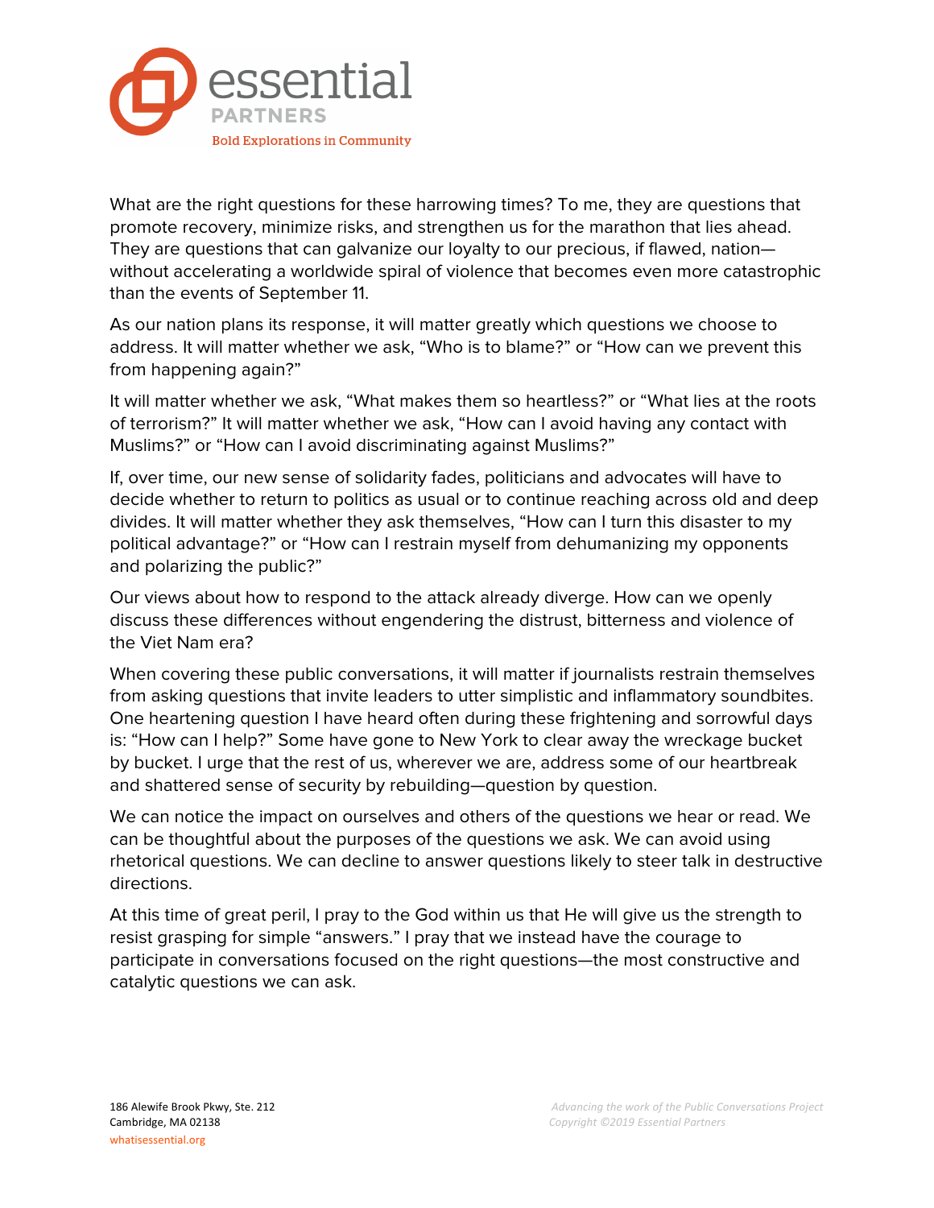What are the right questions for these harrowing times? To me, they are questions that promote recovery, minimize risks, and strengthen us for the marathon that lies ahead. They are questions that can galvanize our loyalty to our precious, if flawed, nation—without accelerating a worldwide spiral of violence that becomes even more catastrophic than the events of September 11.

As our nation plans its response, it will matter greatly which questions we choose to address. It will matter whether we ask, "Who is to blame?" or "How can we prevent this from happening again?"

It will matter whether we ask, "What makes them so heartless?" or "What lies at the roots of terrorism?" It will matter whether we ask, "How can I avoid having any contact with Muslims?" or "How can I avoid discriminating against Muslims?"

If, over time, our new sense of solidarity fades, politicians and advocates will have to decide whether to return to politics as usual or to continue reaching across old and deep divides. It will matter whether they ask themselves, "How can I turn this disaster to my political advantage?" or "How can I restrain myself from dehumanizing my opponents and polarizing the public?"

Our views about how to respond to the attack already diverge. How can we openly discuss these differences without engendering the distrust, bitterness and violence of the Viet Nam era?

When covering these public conversations, it will matter if journalists restrain themselves from asking questions that invite leaders to utter simplistic and inflammatory soundbites. One heartening question I have heard often during these frightening and sorrowful days is: "How can I help?" Some have gone to New York to clear away the wreckage bucket by bucket. I urge that the rest of us, wherever we are, address some of our heartbreak and shattered sense of security by rebuilding—question by question.

We can notice the impact on ourselves and others of the questions we hear or read. We can be thoughtful about the purposes of the questions we ask. We can avoid using rhetorical questions. We can decline to answer questions likely to steer talk in destructive directions.

At this time of great peril, I pray to the God within us that He will give us the strength to resist grasping for simple "answers." I pray that we instead have the courage to participate in conversations focused on the right questions—the most constructive and catalytic questions we can ask.